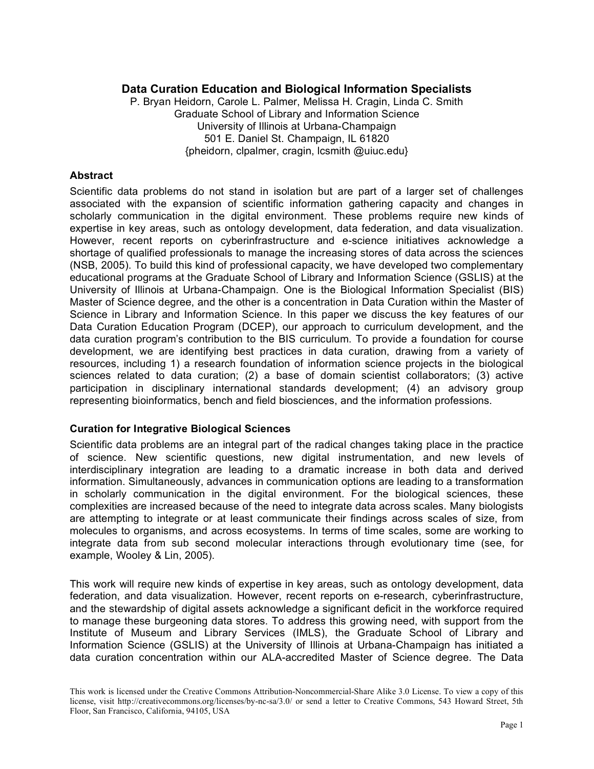# Data Curation Education and Biological Information Specialists

P. Bryan Heidorn, Carole L. Palmer, Melissa H. Cragin, Linda C. Smith
Graduate School of Library and Information Science
University of Illinois at Urbana-Champaign
501 E. Daniel St. Champaign, IL 61820
{pheidorn, clpalmer, cragin, lcsmith @uiuc.edu}

## Abstract

Scientific data problems do not stand in isolation but are part of a larger set of challenges associated with the expansion of scientific information gathering capacity and changes in scholarly communication in the digital environment. These problems require new kinds of expertise in key areas, such as ontology development, data federation, and data visualization. However, recent reports on cyberinfrastructure and e-science initiatives acknowledge a shortage of qualified professionals to manage the increasing stores of data across the sciences (NSB, 2005). To build this kind of professional capacity, we have developed two complementary educational programs at the Graduate School of Library and Information Science (GSLIS) at the University of Illinois at Urbana-Champaign. One is the Biological Information Specialist (BIS) Master of Science degree, and the other is a concentration in Data Curation within the Master of Science in Library and Information Science. In this paper we discuss the key features of our Data Curation Education Program (DCEP), our approach to curriculum development, and the data curation program's contribution to the BIS curriculum. To provide a foundation for course development, we are identifying best practices in data curation, drawing from a variety of resources, including 1) a research foundation of information science projects in the biological sciences related to data curation; (2) a base of domain scientist collaborators; (3) active participation in disciplinary international standards development; (4) an advisory group representing bioinformatics, bench and field biosciences, and the information professions.

## Curation for Integrative Biological Sciences

Scientific data problems are an integral part of the radical changes taking place in the practice of science. New scientific questions, new digital instrumentation, and new levels of interdisciplinary integration are leading to a dramatic increase in both data and derived information. Simultaneously, advances in communication options are leading to a transformation in scholarly communication in the digital environment. For the biological sciences, these complexities are increased because of the need to integrate data across scales. Many biologists are attempting to integrate or at least communicate their findings across scales of size, from molecules to organisms, and across ecosystems. In terms of time scales, some are working to integrate data from sub second molecular interactions through evolutionary time (see, for example, Wooley & Lin, 2005).

This work will require new kinds of expertise in key areas, such as ontology development, data federation, and data visualization. However, recent reports on e-research, cyberinfrastructure, and the stewardship of digital assets acknowledge a significant deficit in the workforce required to manage these burgeoning data stores. To address this growing need, with support from the Institute of Museum and Library Services (IMLS), the Graduate School of Library and Information Science (GSLIS) at the University of Illinois at Urbana-Champaign has initiated a data curation concentration within our ALA-accredited Master of Science degree. The Data

This work is licensed under the Creative Commons Attribution-Noncommercial-Share Alike 3.0 License. To view a copy of this license, visit http://creativecommons.org/licenses/by-nc-sa/3.0/ or send a letter to Creative Commons, 543 Howard Street, 5th Floor, San Francisco, California, 94105, USA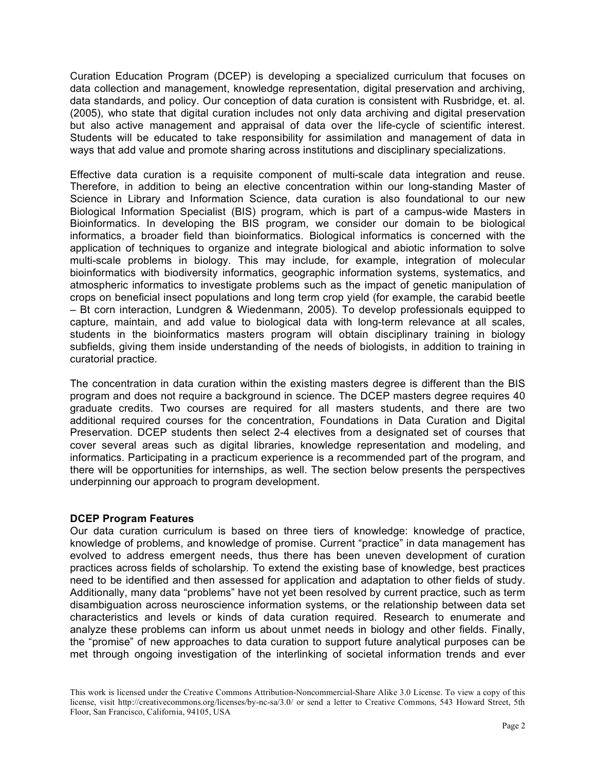Curation Education Program (DCEP) is developing a specialized curriculum that focuses on data collection and management, knowledge representation, digital preservation and archiving, data standards, and policy. Our conception of data curation is consistent with Rusbridge, et. al. (2005), who state that digital curation includes not only data archiving and digital preservation but also active management and appraisal of data over the life-cycle of scientific interest. Students will be educated to take responsibility for assimilation and management of data in ways that add value and promote sharing across institutions and disciplinary specializations.

Effective data curation is a requisite component of multi-scale data integration and reuse. Therefore, in addition to being an elective concentration within our long-standing Master of Science in Library and Information Science, data curation is also foundational to our new Biological Information Specialist (BIS) program, which is part of a campus-wide Masters in Bioinformatics. In developing the BIS program, we consider our domain to be biological informatics, a broader field than bioinformatics. Biological informatics is concerned with the application of techniques to organize and integrate biological and abiotic information to solve multi-scale problems in biology. This may include, for example, integration of molecular bioinformatics with biodiversity informatics, geographic information systems, systematics, and atmospheric informatics to investigate problems such as the impact of genetic manipulation of crops on beneficial insect populations and long term crop yield (for example, the carabid beetle – Bt corn interaction, Lundgren & Wiedenmann, 2005). To develop professionals equipped to capture, maintain, and add value to biological data with long-term relevance at all scales, students in the bioinformatics masters program will obtain disciplinary training in biology subfields, giving them inside understanding of the needs of biologists, in addition to training in curatorial practice.

The concentration in data curation within the existing masters degree is different than the BIS program and does not require a background in science. The DCEP masters degree requires 40 graduate credits. Two courses are required for all masters students, and there are two additional required courses for the concentration, Foundations in Data Curation and Digital Preservation. DCEP students then select 2-4 electives from a designated set of courses that cover several areas such as digital libraries, knowledge representation and modeling, and informatics. Participating in a practicum experience is a recommended part of the program, and there will be opportunities for internships, as well. The section below presents the perspectives underpinning our approach to program development.

**DCEP Program Features**

Our data curation curriculum is based on three tiers of knowledge: knowledge of practice, knowledge of problems, and knowledge of promise. Current "practice" in data management has evolved to address emergent needs, thus there has been uneven development of curation practices across fields of scholarship. To extend the existing base of knowledge, best practices need to be identified and then assessed for application and adaptation to other fields of study. Additionally, many data "problems" have not yet been resolved by current practice, such as term disambiguation across neuroscience information systems, or the relationship between data set characteristics and levels or kinds of data curation required. Research to enumerate and analyze these problems can inform us about unmet needs in biology and other fields. Finally, the "promise" of new approaches to data curation to support future analytical purposes can be met through ongoing investigation of the interlinking of societal information trends and ever

This work is licensed under the Creative Commons Attribution-Noncommercial-Share Alike 3.0 License. To view a copy of this license, visit http://creativecommons.org/licenses/by-nc-sa/3.0/ or send a letter to Creative Commons, 543 Howard Street, 5th Floor, San Francisco, California, 94105, USA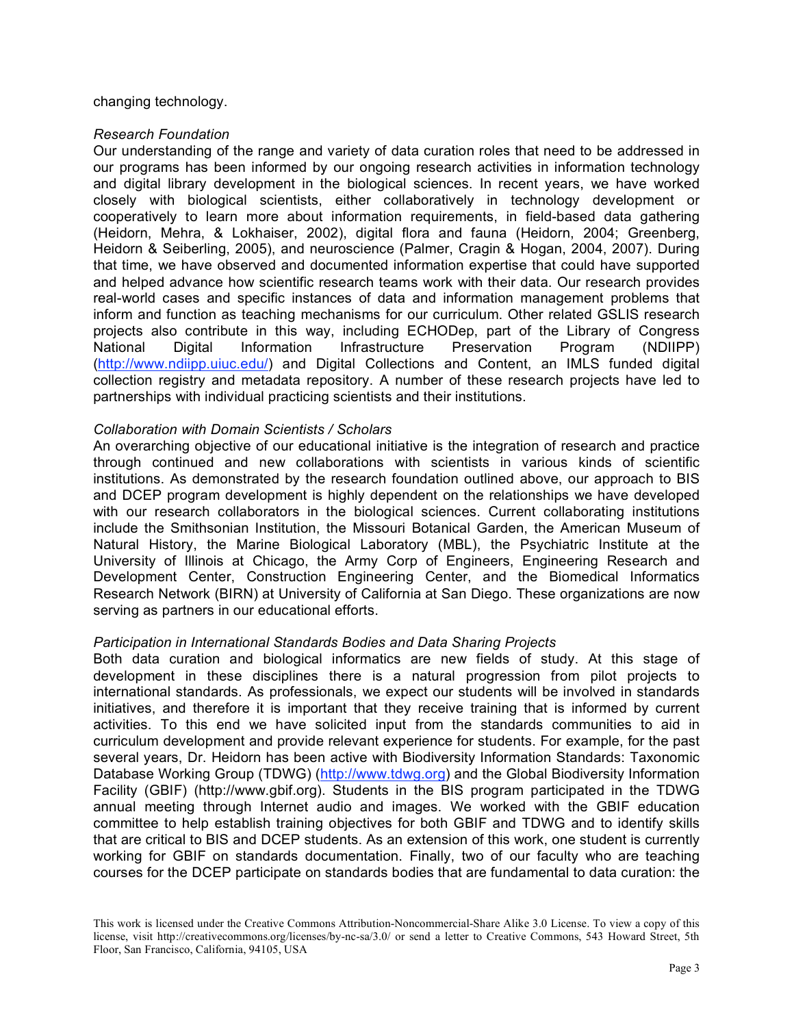changing technology.

*Research Foundation*

Our understanding of the range and variety of data curation roles that need to be addressed in our programs has been informed by our ongoing research activities in information technology and digital library development in the biological sciences. In recent years, we have worked closely with biological scientists, either collaboratively in technology development or cooperatively to learn more about information requirements, in field-based data gathering (Heidorn, Mehra, & Lokhaiser, 2002), digital flora and fauna (Heidorn, 2004; Greenberg, Heidorn & Seiberling, 2005), and neuroscience (Palmer, Cragin & Hogan, 2004, 2007). During that time, we have observed and documented information expertise that could have supported and helped advance how scientific research teams work with their data. Our research provides real-world cases and specific instances of data and information management problems that inform and function as teaching mechanisms for our curriculum. Other related GSLIS research projects also contribute in this way, including ECHODep, part of the Library of Congress National Digital Information Infrastructure Preservation Program (NDIIPP) (http://www.ndiipp.uiuc.edu/) and Digital Collections and Content, an IMLS funded digital collection registry and metadata repository. A number of these research projects have led to partnerships with individual practicing scientists and their institutions.

*Collaboration with Domain Scientists / Scholars*

An overarching objective of our educational initiative is the integration of research and practice through continued and new collaborations with scientists in various kinds of scientific institutions. As demonstrated by the research foundation outlined above, our approach to BIS and DCEP program development is highly dependent on the relationships we have developed with our research collaborators in the biological sciences. Current collaborating institutions include the Smithsonian Institution, the Missouri Botanical Garden, the American Museum of Natural History, the Marine Biological Laboratory (MBL), the Psychiatric Institute at the University of Illinois at Chicago, the Army Corp of Engineers, Engineering Research and Development Center, Construction Engineering Center, and the Biomedical Informatics Research Network (BIRN) at University of California at San Diego. These organizations are now serving as partners in our educational efforts.

*Participation in International Standards Bodies and Data Sharing Projects*

Both data curation and biological informatics are new fields of study. At this stage of development in these disciplines there is a natural progression from pilot projects to international standards. As professionals, we expect our students will be involved in standards initiatives, and therefore it is important that they receive training that is informed by current activities. To this end we have solicited input from the standards communities to aid in curriculum development and provide relevant experience for students. For example, for the past several years, Dr. Heidorn has been active with Biodiversity Information Standards: Taxonomic Database Working Group (TDWG) (http://www.tdwg.org) and the Global Biodiversity Information Facility (GBIF) (http://www.gbif.org). Students in the BIS program participated in the TDWG annual meeting through Internet audio and images. We worked with the GBIF education committee to help establish training objectives for both GBIF and TDWG and to identify skills that are critical to BIS and DCEP students. As an extension of this work, one student is currently working for GBIF on standards documentation. Finally, two of our faculty who are teaching courses for the DCEP participate on standards bodies that are fundamental to data curation: the

This work is licensed under the Creative Commons Attribution-Noncommercial-Share Alike 3.0 License. To view a copy of this license, visit http://creativecommons.org/licenses/by-nc-sa/3.0/ or send a letter to Creative Commons, 543 Howard Street, 5th Floor, San Francisco, California, 94105, USA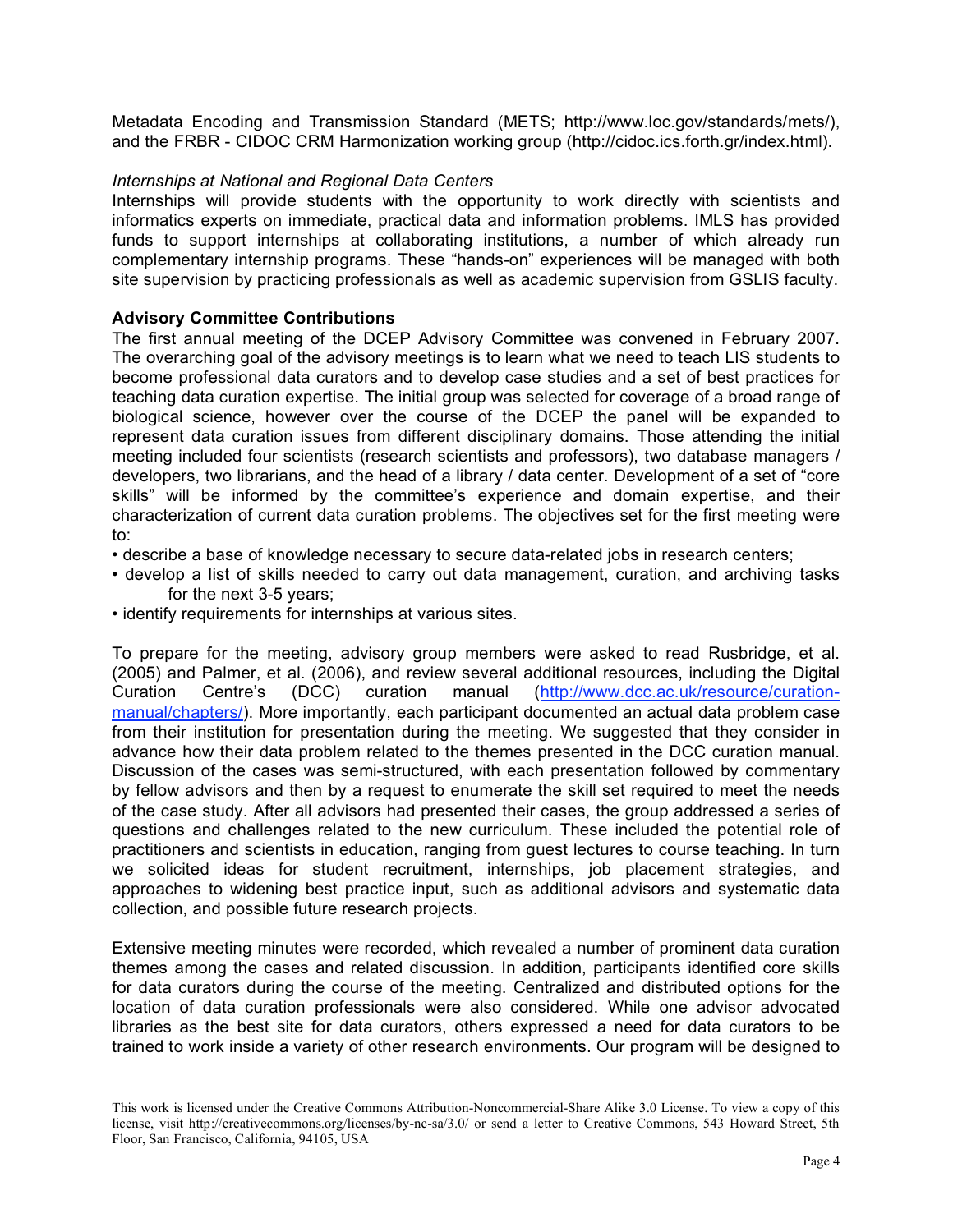Metadata Encoding and Transmission Standard (METS; http://www.loc.gov/standards/mets/), and the FRBR - CIDOC CRM Harmonization working group (http://cidoc.ics.forth.gr/index.html).

*Internships at National and Regional Data Centers*
Internships will provide students with the opportunity to work directly with scientists and informatics experts on immediate, practical data and information problems. IMLS has provided funds to support internships at collaborating institutions, a number of which already run complementary internship programs. These "hands-on" experiences will be managed with both site supervision by practicing professionals as well as academic supervision from GSLIS faculty.

**Advisory Committee Contributions**
The first annual meeting of the DCEP Advisory Committee was convened in February 2007. The overarching goal of the advisory meetings is to learn what we need to teach LIS students to become professional data curators and to develop case studies and a set of best practices for teaching data curation expertise. The initial group was selected for coverage of a broad range of biological science, however over the course of the DCEP the panel will be expanded to represent data curation issues from different disciplinary domains. Those attending the initial meeting included four scientists (research scientists and professors), two database managers / developers, two librarians, and the head of a library / data center. Development of a set of "core skills" will be informed by the committee's experience and domain expertise, and their characterization of current data curation problems. The objectives set for the first meeting were to:

- describe a base of knowledge necessary to secure data-related jobs in research centers;
- develop a list of skills needed to carry out data management, curation, and archiving tasks for the next 3-5 years;
- identify requirements for internships at various sites.

To prepare for the meeting, advisory group members were asked to read Rusbridge, et al. (2005) and Palmer, et al. (2006), and review several additional resources, including the Digital Curation Centre's (DCC) curation manual (http://www.dcc.ac.uk/resource/curation-manual/chapters/). More importantly, each participant documented an actual data problem case from their institution for presentation during the meeting. We suggested that they consider in advance how their data problem related to the themes presented in the DCC curation manual. Discussion of the cases was semi-structured, with each presentation followed by commentary by fellow advisors and then by a request to enumerate the skill set required to meet the needs of the case study. After all advisors had presented their cases, the group addressed a series of questions and challenges related to the new curriculum. These included the potential role of practitioners and scientists in education, ranging from guest lectures to course teaching. In turn we solicited ideas for student recruitment, internships, job placement strategies, and approaches to widening best practice input, such as additional advisors and systematic data collection, and possible future research projects.

Extensive meeting minutes were recorded, which revealed a number of prominent data curation themes among the cases and related discussion. In addition, participants identified core skills for data curators during the course of the meeting. Centralized and distributed options for the location of data curation professionals were also considered. While one advisor advocated libraries as the best site for data curators, others expressed a need for data curators to be trained to work inside a variety of other research environments. Our program will be designed to

This work is licensed under the Creative Commons Attribution-Noncommercial-Share Alike 3.0 License. To view a copy of this license, visit http://creativecommons.org/licenses/by-nc-sa/3.0/ or send a letter to Creative Commons, 543 Howard Street, 5th Floor, San Francisco, California, 94105, USA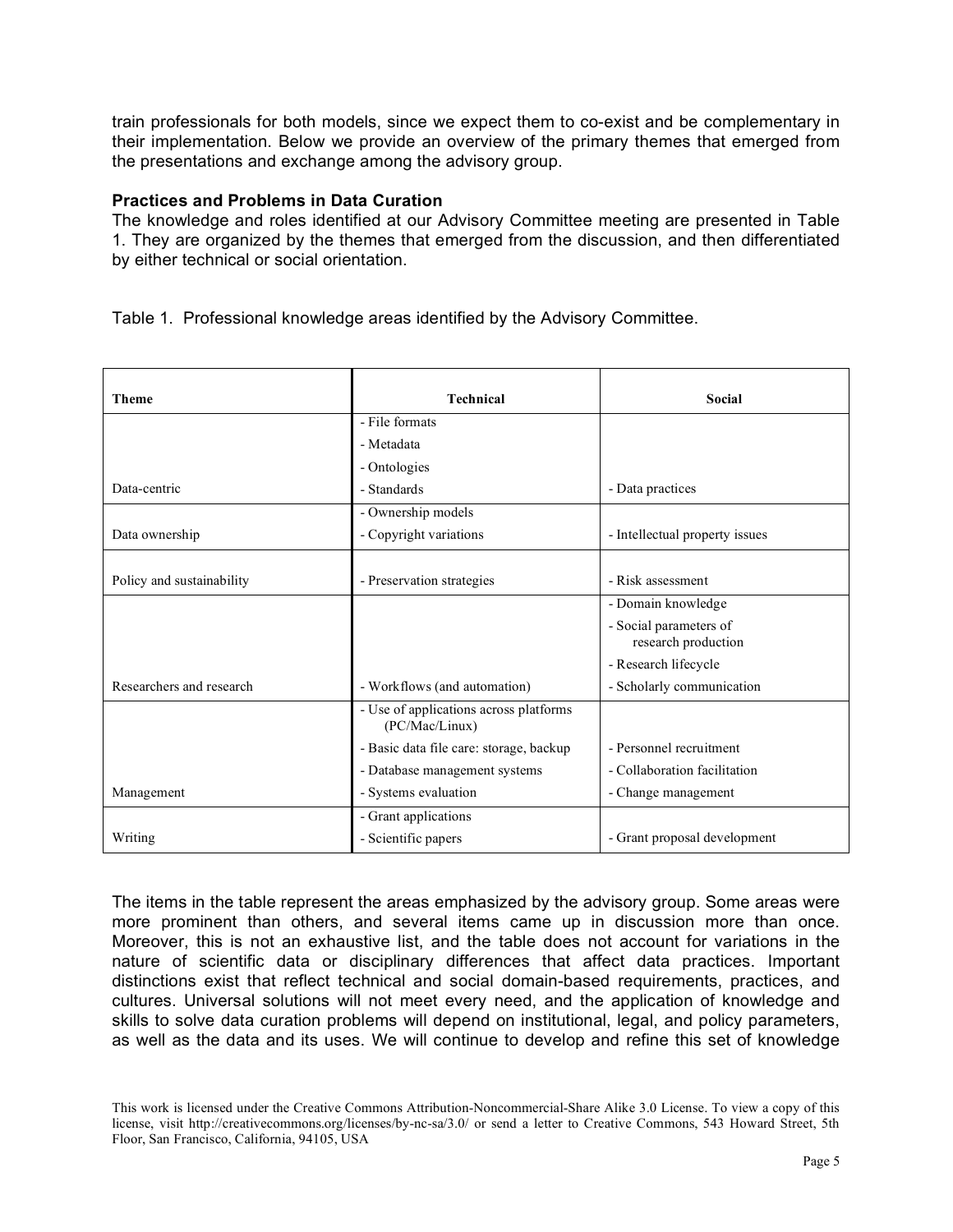train professionals for both models, since we expect them to co-exist and be complementary in their implementation. Below we provide an overview of the primary themes that emerged from the presentations and exchange among the advisory group.

**Practices and Problems in Data Curation**

The knowledge and roles identified at our Advisory Committee meeting are presented in Table 1. They are organized by the themes that emerged from the discussion, and then differentiated by either technical or social orientation.

Table 1. Professional knowledge areas identified by the Advisory Committee.

| Theme | Technical | Social |
|---|---|---|
| Data-centric | - File formats<br>- Metadata<br>- Ontologies<br>- Standards | - Data practices |
| Data ownership | - Ownership models<br>- Copyright variations | - Intellectual property issues |
| Policy and sustainability | - Preservation strategies | - Risk assessment |
| Researchers and research | - Workflows (and automation) | - Domain knowledge<br>- Social parameters of research production<br>- Research lifecycle<br>- Scholarly communication |
| Management | - Use of applications across platforms (PC/Mac/Linux)<br>- Basic data file care: storage, backup<br>- Database management systems<br>- Systems evaluation | - Personnel recruitment<br>- Collaboration facilitation<br>- Change management |
| Writing | - Grant applications<br>- Scientific papers | - Grant proposal development |

The items in the table represent the areas emphasized by the advisory group. Some areas were more prominent than others, and several items came up in discussion more than once. Moreover, this is not an exhaustive list, and the table does not account for variations in the nature of scientific data or disciplinary differences that affect data practices. Important distinctions exist that reflect technical and social domain-based requirements, practices, and cultures. Universal solutions will not meet every need, and the application of knowledge and skills to solve data curation problems will depend on institutional, legal, and policy parameters, as well as the data and its uses. We will continue to develop and refine this set of knowledge

This work is licensed under the Creative Commons Attribution-Noncommercial-Share Alike 3.0 License. To view a copy of this license, visit http://creativecommons.org/licenses/by-nc-sa/3.0/ or send a letter to Creative Commons, 543 Howard Street, 5th Floor, San Francisco, California, 94105, USA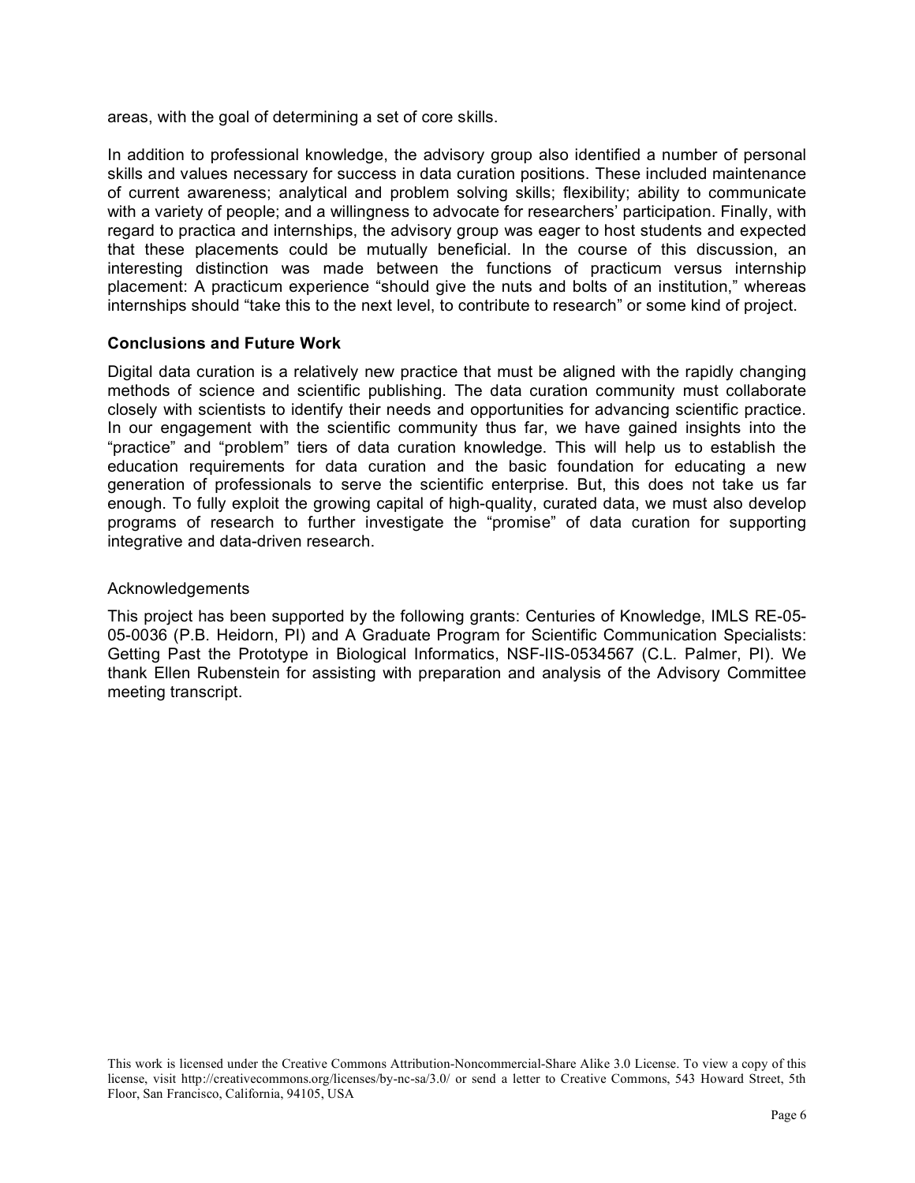areas, with the goal of determining a set of core skills.

In addition to professional knowledge, the advisory group also identified a number of personal skills and values necessary for success in data curation positions. These included maintenance of current awareness; analytical and problem solving skills; flexibility; ability to communicate with a variety of people; and a willingness to advocate for researchers' participation. Finally, with regard to practica and internships, the advisory group was eager to host students and expected that these placements could be mutually beneficial. In the course of this discussion, an interesting distinction was made between the functions of practicum versus internship placement: A practicum experience "should give the nuts and bolts of an institution," whereas internships should "take this to the next level, to contribute to research" or some kind of project.

### Conclusions and Future Work

Digital data curation is a relatively new practice that must be aligned with the rapidly changing methods of science and scientific publishing. The data curation community must collaborate closely with scientists to identify their needs and opportunities for advancing scientific practice. In our engagement with the scientific community thus far, we have gained insights into the "practice" and "problem" tiers of data curation knowledge. This will help us to establish the education requirements for data curation and the basic foundation for educating a new generation of professionals to serve the scientific enterprise. But, this does not take us far enough. To fully exploit the growing capital of high-quality, curated data, we must also develop programs of research to further investigate the "promise" of data curation for supporting integrative and data-driven research.

### Acknowledgements

This project has been supported by the following grants: Centuries of Knowledge, IMLS RE-05-05-0036 (P.B. Heidorn, PI) and A Graduate Program for Scientific Communication Specialists: Getting Past the Prototype in Biological Informatics, NSF-IIS-0534567 (C.L. Palmer, PI). We thank Ellen Rubenstein for assisting with preparation and analysis of the Advisory Committee meeting transcript.

This work is licensed under the Creative Commons Attribution-Noncommercial-Share Alike 3.0 License. To view a copy of this license, visit http://creativecommons.org/licenses/by-nc-sa/3.0/ or send a letter to Creative Commons, 543 Howard Street, 5th Floor, San Francisco, California, 94105, USA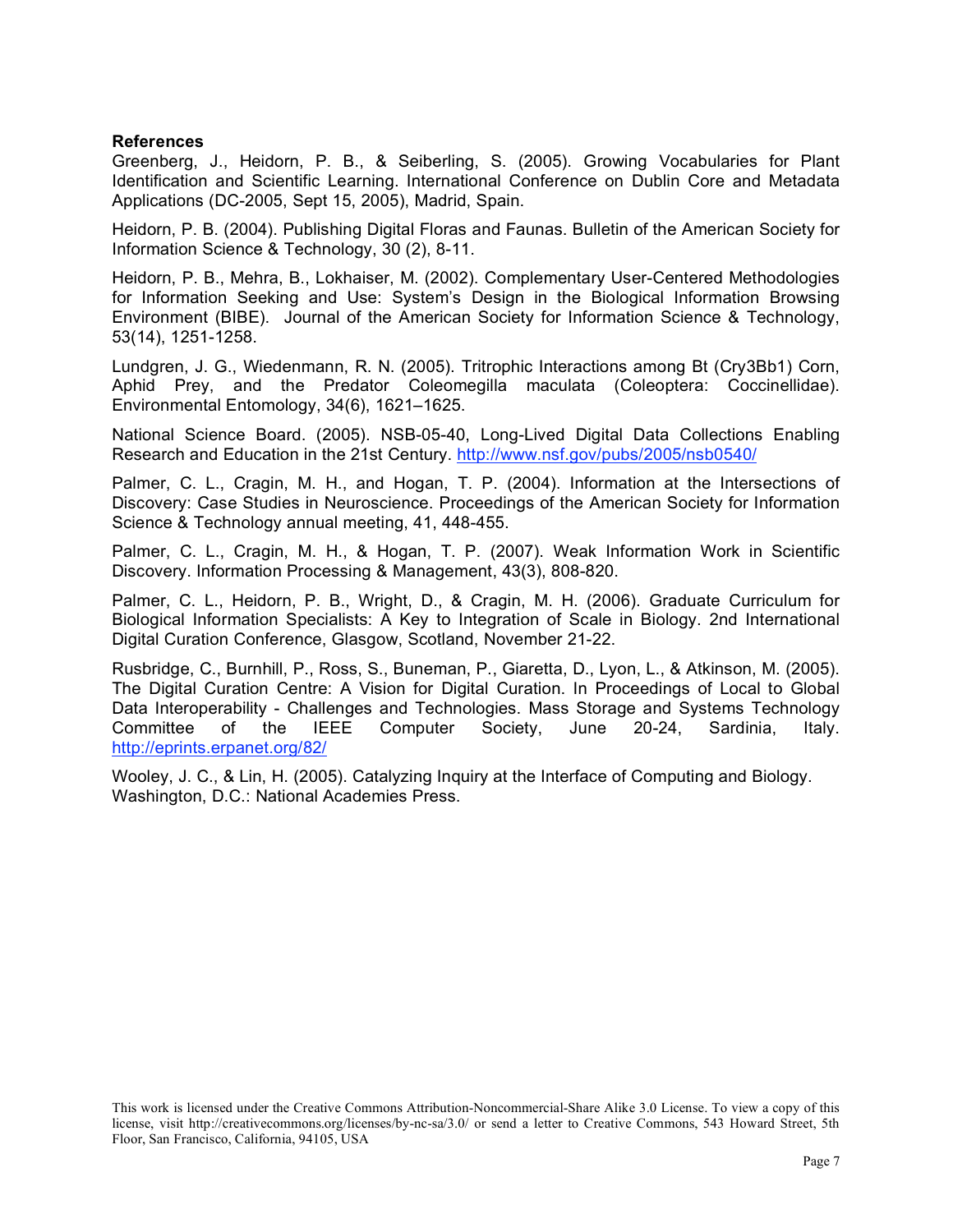**References**

Greenberg, J., Heidorn, P. B., & Seiberling, S. (2005). Growing Vocabularies for Plant Identification and Scientific Learning. International Conference on Dublin Core and Metadata Applications (DC-2005, Sept 15, 2005), Madrid, Spain.

Heidorn, P. B. (2004). Publishing Digital Floras and Faunas. Bulletin of the American Society for Information Science & Technology, 30 (2), 8-11.

Heidorn, P. B., Mehra, B., Lokhaiser, M. (2002). Complementary User-Centered Methodologies for Information Seeking and Use: System's Design in the Biological Information Browsing Environment (BIBE). Journal of the American Society for Information Science & Technology, 53(14), 1251-1258.

Lundgren, J. G., Wiedenmann, R. N. (2005). Tritrophic Interactions among Bt (Cry3Bb1) Corn, Aphid Prey, and the Predator Coleomegilla maculata (Coleoptera: Coccinellidae). Environmental Entomology, 34(6), 1621–1625.

National Science Board. (2005). NSB-05-40, Long-Lived Digital Data Collections Enabling Research and Education in the 21st Century. http://www.nsf.gov/pubs/2005/nsb0540/

Palmer, C. L., Cragin, M. H., and Hogan, T. P. (2004). Information at the Intersections of Discovery: Case Studies in Neuroscience. Proceedings of the American Society for Information Science & Technology annual meeting, 41, 448-455.

Palmer, C. L., Cragin, M. H., & Hogan, T. P. (2007). Weak Information Work in Scientific Discovery. Information Processing & Management, 43(3), 808-820.

Palmer, C. L., Heidorn, P. B., Wright, D., & Cragin, M. H. (2006). Graduate Curriculum for Biological Information Specialists: A Key to Integration of Scale in Biology. 2nd International Digital Curation Conference, Glasgow, Scotland, November 21-22.

Rusbridge, C., Burnhill, P., Ross, S., Buneman, P., Giaretta, D., Lyon, L., & Atkinson, M. (2005). The Digital Curation Centre: A Vision for Digital Curation. In Proceedings of Local to Global Data Interoperability - Challenges and Technologies. Mass Storage and Systems Technology Committee of the IEEE Computer Society, June 20-24, Sardinia, Italy. http://eprints.erpanet.org/82/

Wooley, J. C., & Lin, H. (2005). Catalyzing Inquiry at the Interface of Computing and Biology. Washington, D.C.: National Academies Press.

This work is licensed under the Creative Commons Attribution-Noncommercial-Share Alike 3.0 License. To view a copy of this license, visit http://creativecommons.org/licenses/by-nc-sa/3.0/ or send a letter to Creative Commons, 543 Howard Street, 5th Floor, San Francisco, California, 94105, USA